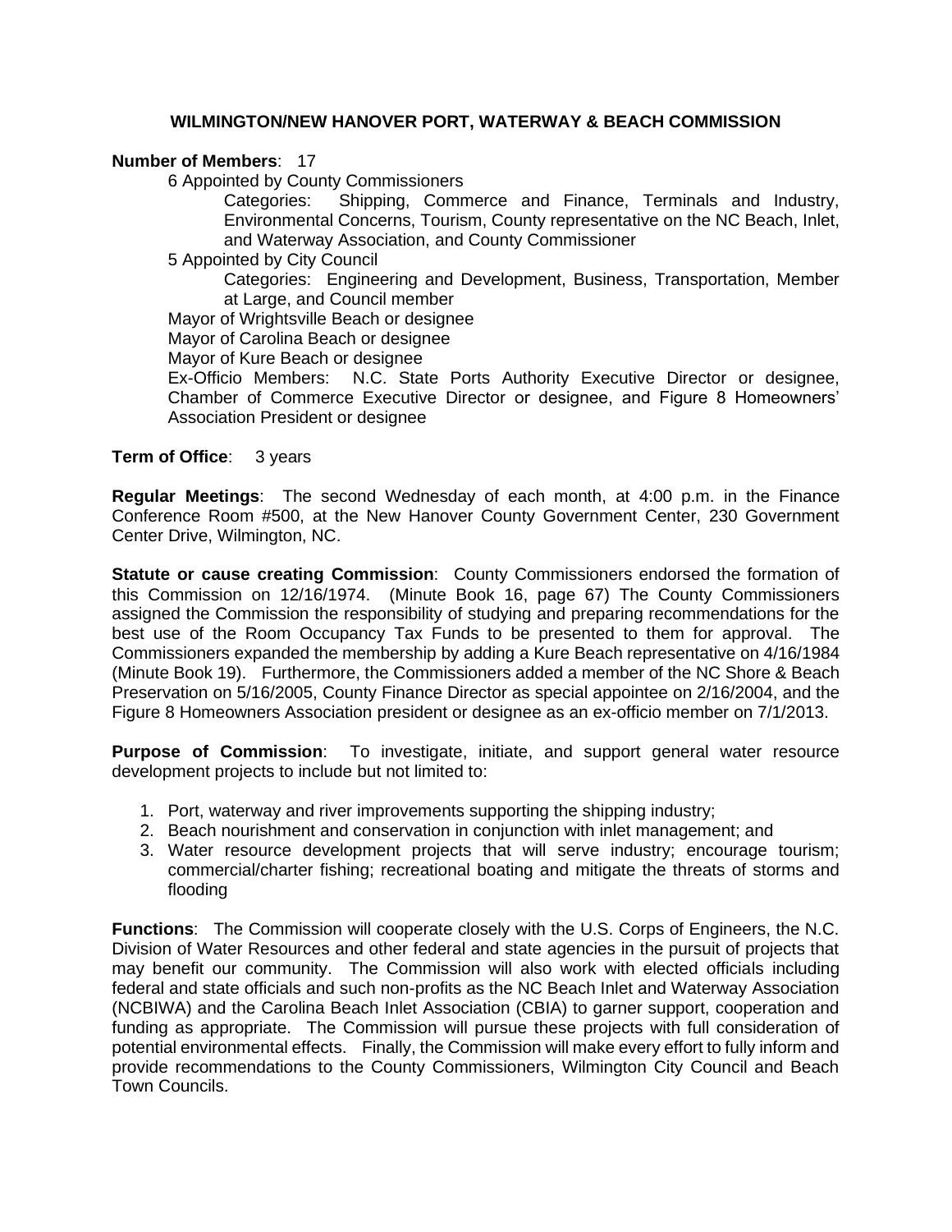# WILMINGTON/NEW HANOVER PORT, WATERWAY & BEACH COMMISSION

**Number of Members**: 17

- 6 Appointed by County Commissioners
  - Categories: Shipping, Commerce and Finance, Terminals and Industry, Environmental Concerns, Tourism, County representative on the NC Beach, Inlet, and Waterway Association, and County Commissioner
- 5 Appointed by City Council
  - Categories: Engineering and Development, Business, Transportation, Member at Large, and Council member
- Mayor of Wrightsville Beach or designee
- Mayor of Carolina Beach or designee
- Mayor of Kure Beach or designee
- Ex-Officio Members: N.C. State Ports Authority Executive Director or designee, Chamber of Commerce Executive Director or designee, and Figure 8 Homeowners' Association President or designee

**Term of Office**: 3 years

**Regular Meetings**: The second Wednesday of each month, at 4:00 p.m. in the Finance Conference Room #500, at the New Hanover County Government Center, 230 Government Center Drive, Wilmington, NC.

**Statute or cause creating Commission**: County Commissioners endorsed the formation of this Commission on 12/16/1974. (Minute Book 16, page 67) The County Commissioners assigned the Commission the responsibility of studying and preparing recommendations for the best use of the Room Occupancy Tax Funds to be presented to them for approval. The Commissioners expanded the membership by adding a Kure Beach representative on 4/16/1984 (Minute Book 19). Furthermore, the Commissioners added a member of the NC Shore & Beach Preservation on 5/16/2005, County Finance Director as special appointee on 2/16/2004, and the Figure 8 Homeowners Association president or designee as an ex-officio member on 7/1/2013.

**Purpose of Commission**: To investigate, initiate, and support general water resource development projects to include but not limited to:

1. Port, waterway and river improvements supporting the shipping industry;
2. Beach nourishment and conservation in conjunction with inlet management; and
3. Water resource development projects that will serve industry; encourage tourism; commercial/charter fishing; recreational boating and mitigate the threats of storms and flooding

**Functions**: The Commission will cooperate closely with the U.S. Corps of Engineers, the N.C. Division of Water Resources and other federal and state agencies in the pursuit of projects that may benefit our community. The Commission will also work with elected officials including federal and state officials and such non-profits as the NC Beach Inlet and Waterway Association (NCBIWA) and the Carolina Beach Inlet Association (CBIA) to garner support, cooperation and funding as appropriate. The Commission will pursue these projects with full consideration of potential environmental effects. Finally, the Commission will make every effort to fully inform and provide recommendations to the County Commissioners, Wilmington City Council and Beach Town Councils.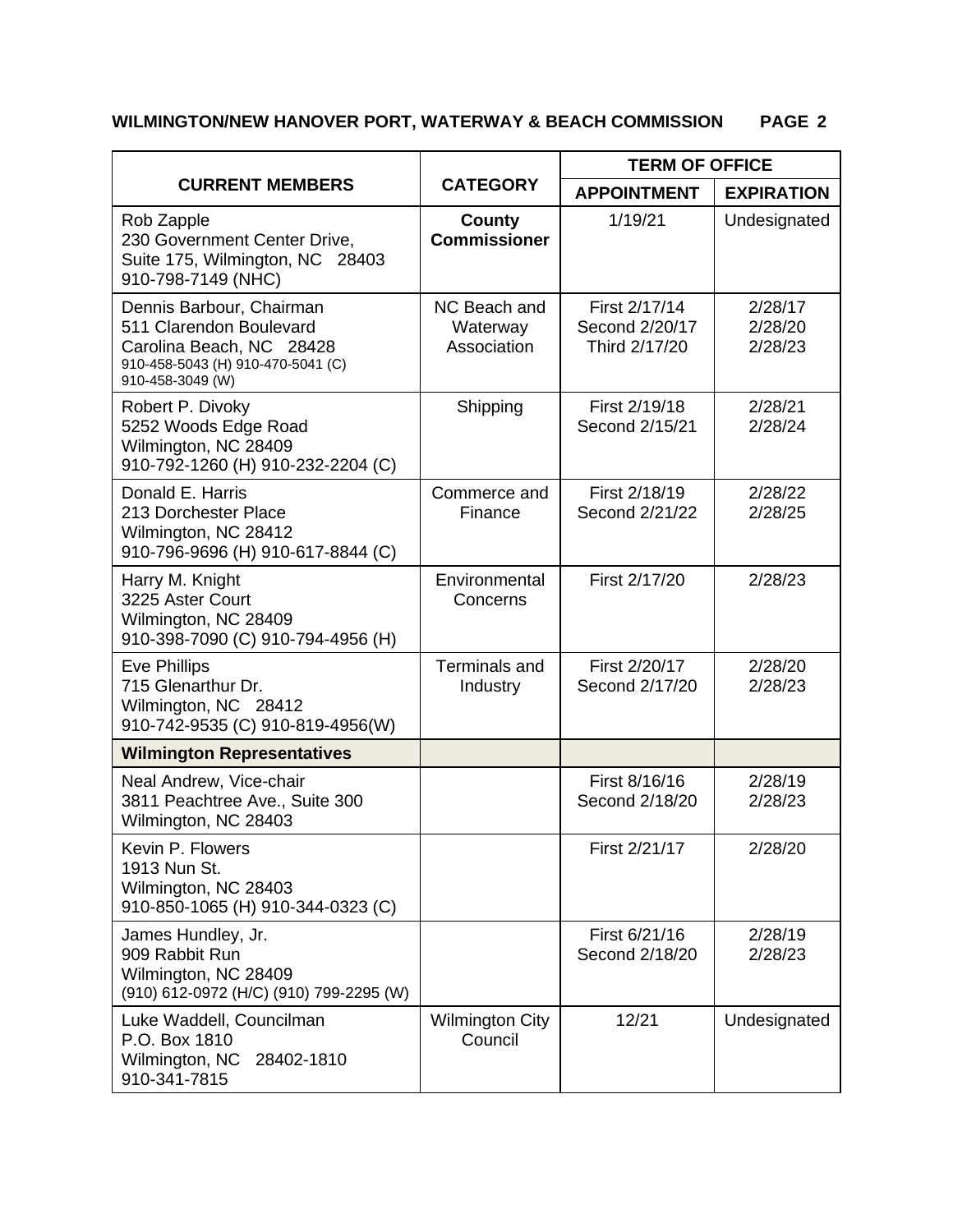**WILMINGTON/NEW HANOVER PORT, WATERWAY & BEACH COMMISSION**

| CURRENT MEMBERS | CATEGORY | TERM OF OFFICE | |
|---|---|---|---|
| | | **APPOINTMENT** | **EXPIRATION** |
| Rob Zapple<br>230 Government Center Drive,<br>Suite 175, Wilmington, NC 28403<br>910-798-7149 (NHC) | **County Commissioner** | 1/19/21 | Undesignated |
| Dennis Barbour, Chairman<br>511 Clarendon Boulevard<br>Carolina Beach, NC 28428<br>910-458-5043 (H) 910-470-5041 (C)<br>910-458-3049 (W) | NC Beach and Waterway Association | First 2/17/14<br>Second 2/20/17<br>Third 2/17/20 | 2/28/17<br>2/28/20<br>2/28/23 |
| Robert P. Divoky<br>5252 Woods Edge Road<br>Wilmington, NC 28409<br>910-792-1260 (H) 910-232-2204 (C) | Shipping | First 2/19/18<br>Second 2/15/21 | 2/28/21<br>2/28/24 |
| Donald E. Harris<br>213 Dorchester Place<br>Wilmington, NC 28412<br>910-796-9696 (H) 910-617-8844 (C) | Commerce and Finance | First 2/18/19<br>Second 2/21/22 | 2/28/22<br>2/28/25 |
| Harry M. Knight<br>3225 Aster Court<br>Wilmington, NC 28409<br>910-398-7090 (C) 910-794-4956 (H) | Environmental Concerns | First 2/17/20 | 2/28/23 |
| Eve Phillips<br>715 Glenarthur Dr.<br>Wilmington, NC 28412<br>910-742-9535 (C) 910-819-4956(W) | Terminals and Industry | First 2/20/17<br>Second 2/17/20 | 2/28/20<br>2/28/23 |
| **Wilmington Representatives** | | | |
| Neal Andrew, Vice-chair<br>3811 Peachtree Ave., Suite 300<br>Wilmington, NC 28403 | | First 8/16/16<br>Second 2/18/20 | 2/28/19<br>2/28/23 |
| Kevin P. Flowers<br>1913 Nun St.<br>Wilmington, NC 28403<br>910-850-1065 (H) 910-344-0323 (C) | | First 2/21/17 | 2/28/20 |
| James Hundley, Jr.<br>909 Rabbit Run<br>Wilmington, NC 28409<br>(910) 612-0972 (H/C) (910) 799-2295 (W) | | First 6/21/16<br>Second 2/18/20 | 2/28/19<br>2/28/23 |
| Luke Waddell, Councilman<br>P.O. Box 1810<br>Wilmington, NC 28402-1810<br>910-341-7815 | Wilmington City Council | 12/21 | Undesignated |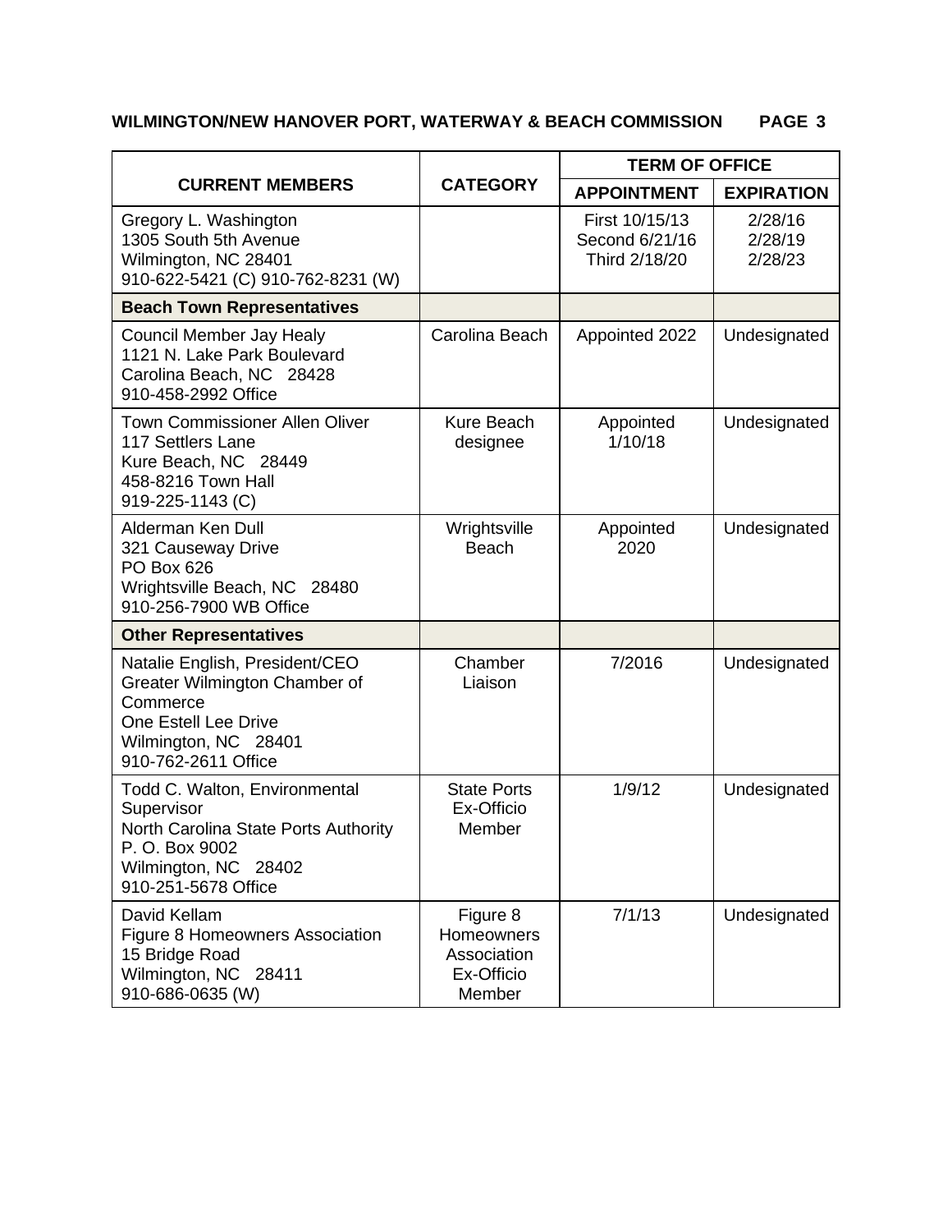**WILMINGTON/NEW HANOVER PORT, WATERWAY & BEACH COMMISSION PAGE 3**

| CURRENT MEMBERS | CATEGORY | TERM OF OFFICE | |
|---|---|---|---|
| | | APPOINTMENT | EXPIRATION |
| Gregory L. Washington<br>1305 South 5th Avenue<br>Wilmington, NC 28401<br>910-622-5421 (C) 910-762-8231 (W) | | First 10/15/13<br>Second 6/21/16<br>Third 2/18/20 | 2/28/16<br>2/28/19<br>2/28/23 |
| **Beach Town Representatives** | | | |
| Council Member Jay Healy<br>1121 N. Lake Park Boulevard<br>Carolina Beach, NC 28428<br>910-458-2992 Office | Carolina Beach | Appointed 2022 | Undesignated |
| Town Commissioner Allen Oliver<br>117 Settlers Lane<br>Kure Beach, NC 28449<br>458-8216 Town Hall<br>919-225-1143 (C) | Kure Beach designee | Appointed 1/10/18 | Undesignated |
| Alderman Ken Dull<br>321 Causeway Drive<br>PO Box 626<br>Wrightsville Beach, NC 28480<br>910-256-7900 WB Office | Wrightsville Beach | Appointed 2020 | Undesignated |
| **Other Representatives** | | | |
| Natalie English, President/CEO<br>Greater Wilmington Chamber of Commerce<br>One Estell Lee Drive<br>Wilmington, NC 28401<br>910-762-2611 Office | Chamber Liaison | 7/2016 | Undesignated |
| Todd C. Walton, Environmental Supervisor<br>North Carolina State Ports Authority<br>P. O. Box 9002<br>Wilmington, NC 28402<br>910-251-5678 Office | State Ports Ex-Officio Member | 1/9/12 | Undesignated |
| David Kellam<br>Figure 8 Homeowners Association<br>15 Bridge Road<br>Wilmington, NC 28411<br>910-686-0635 (W) | Figure 8 Homeowners Association Ex-Officio Member | 7/1/13 | Undesignated |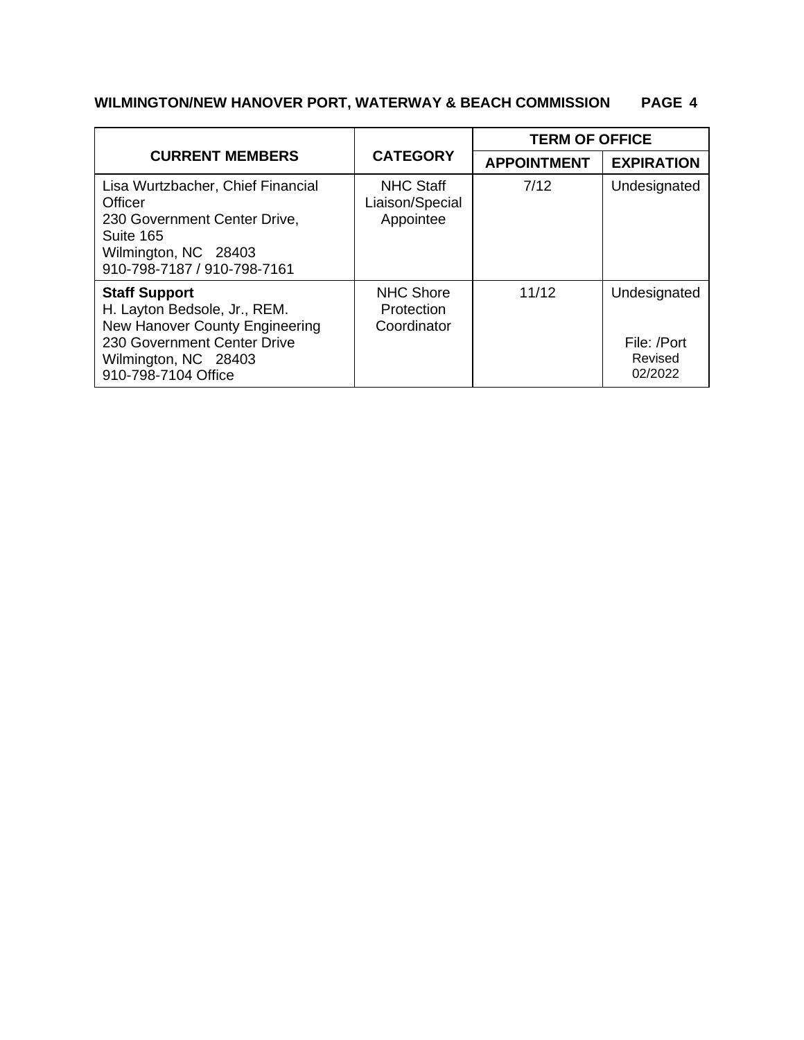**WILMINGTON/NEW HANOVER PORT, WATERWAY & BEACH COMMISSION**

| CURRENT MEMBERS | CATEGORY | TERM OF OFFICE | |
|---|---|---|---|
| | | **APPOINTMENT** | **EXPIRATION** |
| Lisa Wurtzbacher, Chief Financial Officer<br>230 Government Center Drive, Suite 165<br>Wilmington, NC 28403<br>910-798-7187 / 910-798-7161 | NHC Staff Liaison/Special Appointee | 7/12 | Undesignated |
| **Staff Support**<br>H. Layton Bedsole, Jr., REM.<br>New Hanover County Engineering<br>230 Government Center Drive<br>Wilmington, NC 28403<br>910-798-7104 Office | NHC Shore Protection Coordinator | 11/12 | Undesignated<br><br>File: /Port<br>Revised<br>02/2022 |